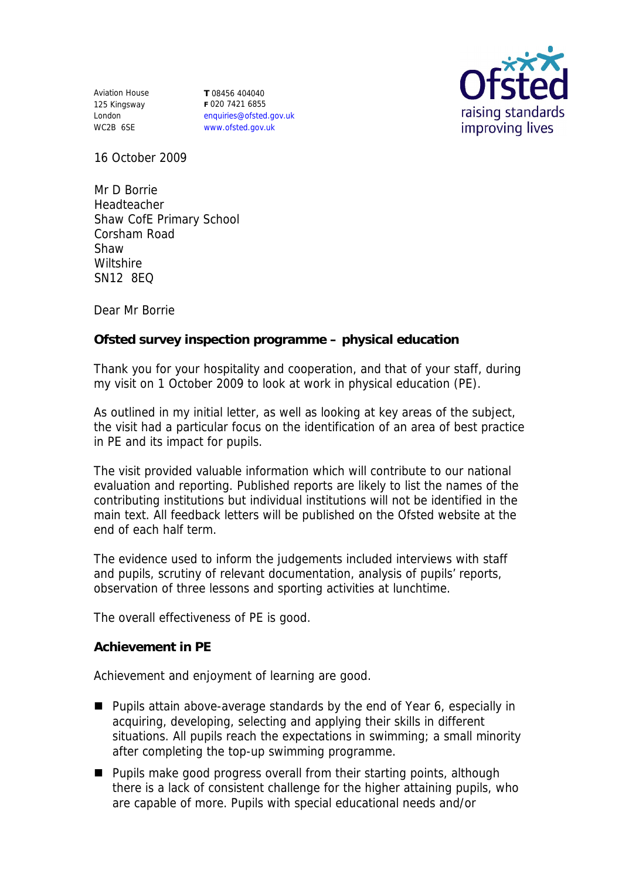Aviation House
125 Kingsway
London
WC2B 6SE

**T** 08456 404040
**F** 020 7421 6855
enquiries@ofsted.gov.uk
www.ofsted.gov.uk

Ofsted
raising standards
improving lives

16 October 2009

Mr D Borrie
Headteacher
Shaw CofE Primary School
Corsham Road
Shaw
Wiltshire
SN12 8EQ

Dear Mr Borrie

**Ofsted survey inspection programme – physical education**

Thank you for your hospitality and cooperation, and that of your staff, during my visit on 1 October 2009 to look at work in physical education (PE).

As outlined in my initial letter, as well as looking at key areas of the subject, the visit had a particular focus on the identification of an area of best practice in PE and its impact for pupils.

The visit provided valuable information which will contribute to our national evaluation and reporting. Published reports are likely to list the names of the contributing institutions but individual institutions will not be identified in the main text. All feedback letters will be published on the Ofsted website at the end of each half term.

The evidence used to inform the judgements included interviews with staff and pupils, scrutiny of relevant documentation, analysis of pupils' reports, observation of three lessons and sporting activities at lunchtime.

The overall effectiveness of PE is good.

**Achievement in PE**

Achievement and enjoyment of learning are good.

- Pupils attain above-average standards by the end of Year 6, especially in acquiring, developing, selecting and applying their skills in different situations. All pupils reach the expectations in swimming; a small minority after completing the top-up swimming programme.
- Pupils make good progress overall from their starting points, although there is a lack of consistent challenge for the higher attaining pupils, who are capable of more. Pupils with special educational needs and/or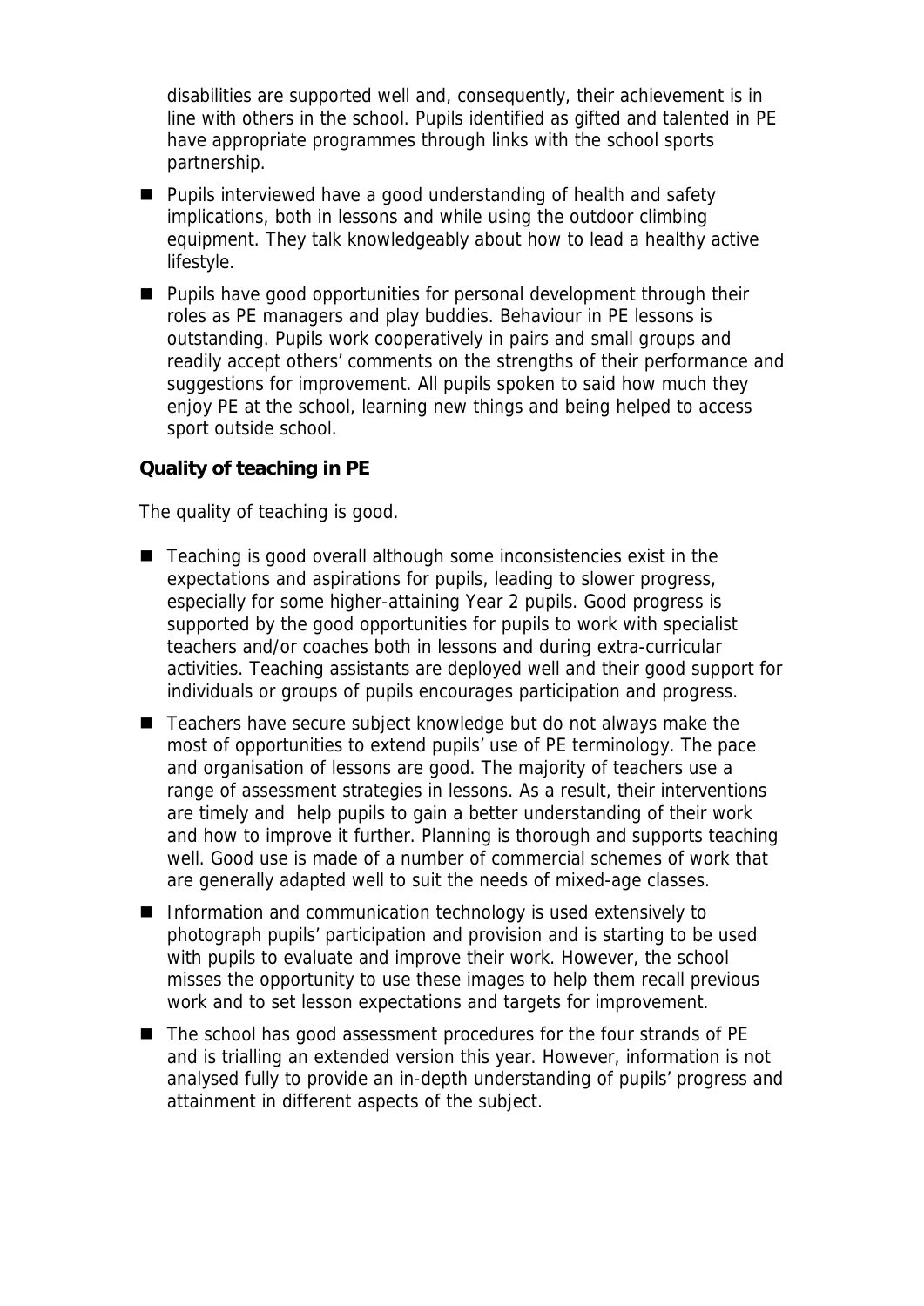disabilities are supported well and, consequently, their achievement is in line with others in the school. Pupils identified as gifted and talented in PE have appropriate programmes through links with the school sports partnership.

- Pupils interviewed have a good understanding of health and safety implications, both in lessons and while using the outdoor climbing equipment. They talk knowledgeably about how to lead a healthy active lifestyle.
- Pupils have good opportunities for personal development through their roles as PE managers and play buddies. Behaviour in PE lessons is outstanding. Pupils work cooperatively in pairs and small groups and readily accept others' comments on the strengths of their performance and suggestions for improvement. All pupils spoken to said how much they enjoy PE at the school, learning new things and being helped to access sport outside school.

**Quality of teaching in PE**

The quality of teaching is good.

- Teaching is good overall although some inconsistencies exist in the expectations and aspirations for pupils, leading to slower progress, especially for some higher-attaining Year 2 pupils. Good progress is supported by the good opportunities for pupils to work with specialist teachers and/or coaches both in lessons and during extra-curricular activities. Teaching assistants are deployed well and their good support for individuals or groups of pupils encourages participation and progress.
- Teachers have secure subject knowledge but do not always make the most of opportunities to extend pupils' use of PE terminology. The pace and organisation of lessons are good. The majority of teachers use a range of assessment strategies in lessons. As a result, their interventions are timely and help pupils to gain a better understanding of their work and how to improve it further. Planning is thorough and supports teaching well. Good use is made of a number of commercial schemes of work that are generally adapted well to suit the needs of mixed-age classes.
- Information and communication technology is used extensively to photograph pupils' participation and provision and is starting to be used with pupils to evaluate and improve their work. However, the school misses the opportunity to use these images to help them recall previous work and to set lesson expectations and targets for improvement.
- The school has good assessment procedures for the four strands of PE and is trialling an extended version this year. However, information is not analysed fully to provide an in-depth understanding of pupils' progress and attainment in different aspects of the subject.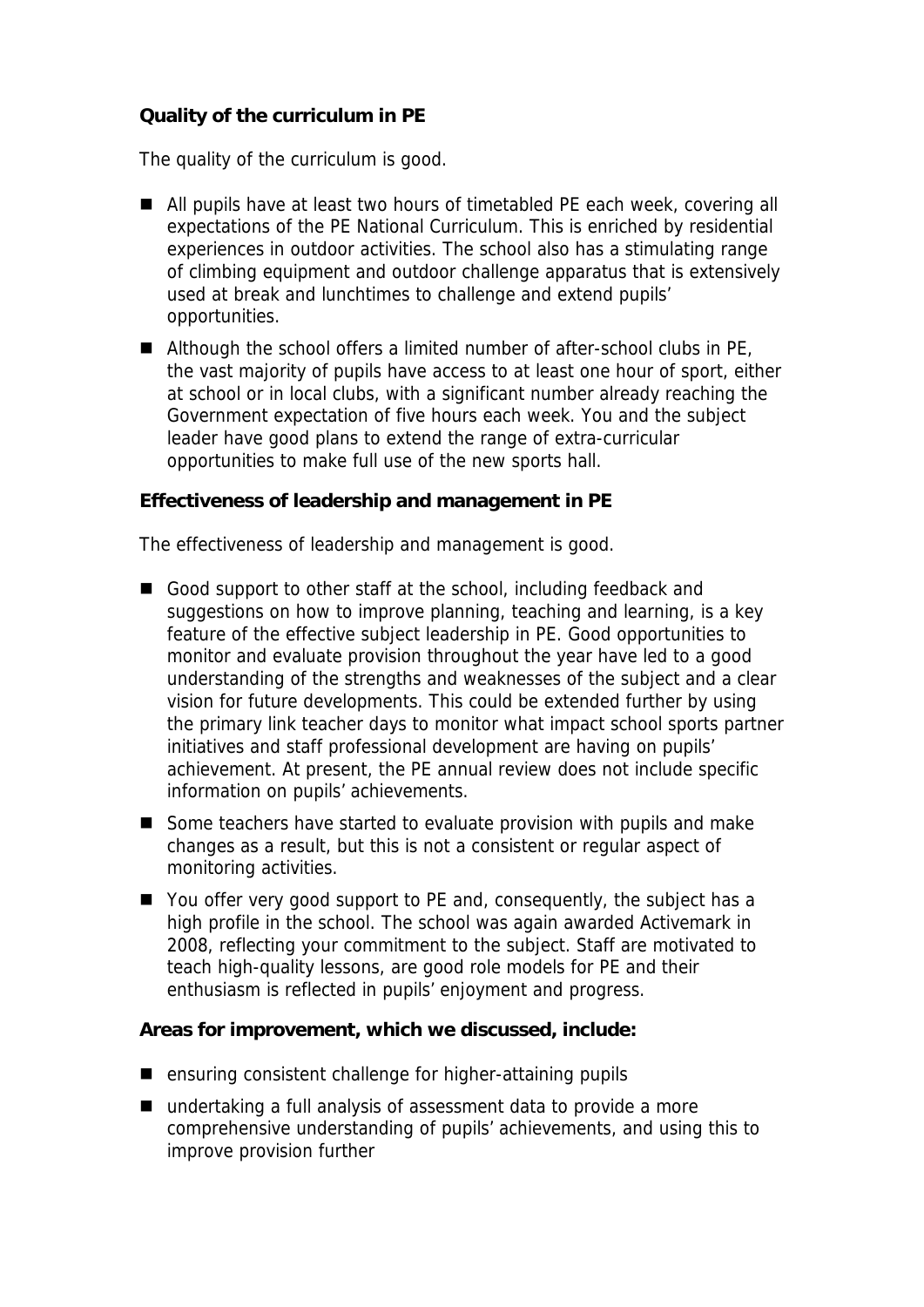**Quality of the curriculum in PE**

The quality of the curriculum is good.

- All pupils have at least two hours of timetabled PE each week, covering all expectations of the PE National Curriculum. This is enriched by residential experiences in outdoor activities. The school also has a stimulating range of climbing equipment and outdoor challenge apparatus that is extensively used at break and lunchtimes to challenge and extend pupils' opportunities.
- Although the school offers a limited number of after-school clubs in PE, the vast majority of pupils have access to at least one hour of sport, either at school or in local clubs, with a significant number already reaching the Government expectation of five hours each week. You and the subject leader have good plans to extend the range of extra-curricular opportunities to make full use of the new sports hall.

**Effectiveness of leadership and management in PE**

The effectiveness of leadership and management is good.

- Good support to other staff at the school, including feedback and suggestions on how to improve planning, teaching and learning, is a key feature of the effective subject leadership in PE. Good opportunities to monitor and evaluate provision throughout the year have led to a good understanding of the strengths and weaknesses of the subject and a clear vision for future developments. This could be extended further by using the primary link teacher days to monitor what impact school sports partner initiatives and staff professional development are having on pupils' achievement. At present, the PE annual review does not include specific information on pupils' achievements.
- Some teachers have started to evaluate provision with pupils and make changes as a result, but this is not a consistent or regular aspect of monitoring activities.
- You offer very good support to PE and, consequently, the subject has a high profile in the school. The school was again awarded Activemark in 2008, reflecting your commitment to the subject. Staff are motivated to teach high-quality lessons, are good role models for PE and their enthusiasm is reflected in pupils' enjoyment and progress.

**Areas for improvement, which we discussed, include:**

- ensuring consistent challenge for higher-attaining pupils
- undertaking a full analysis of assessment data to provide a more comprehensive understanding of pupils' achievements, and using this to improve provision further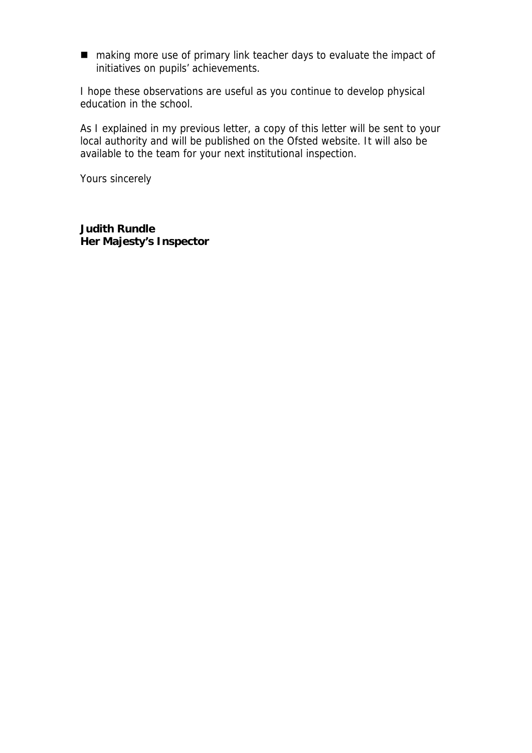- making more use of primary link teacher days to evaluate the impact of initiatives on pupils' achievements.

I hope these observations are useful as you continue to develop physical education in the school.

As I explained in my previous letter, a copy of this letter will be sent to your local authority and will be published on the Ofsted website. It will also be available to the team for your next institutional inspection.

Yours sincerely

**Judith Rundle**
**Her Majesty's Inspector**